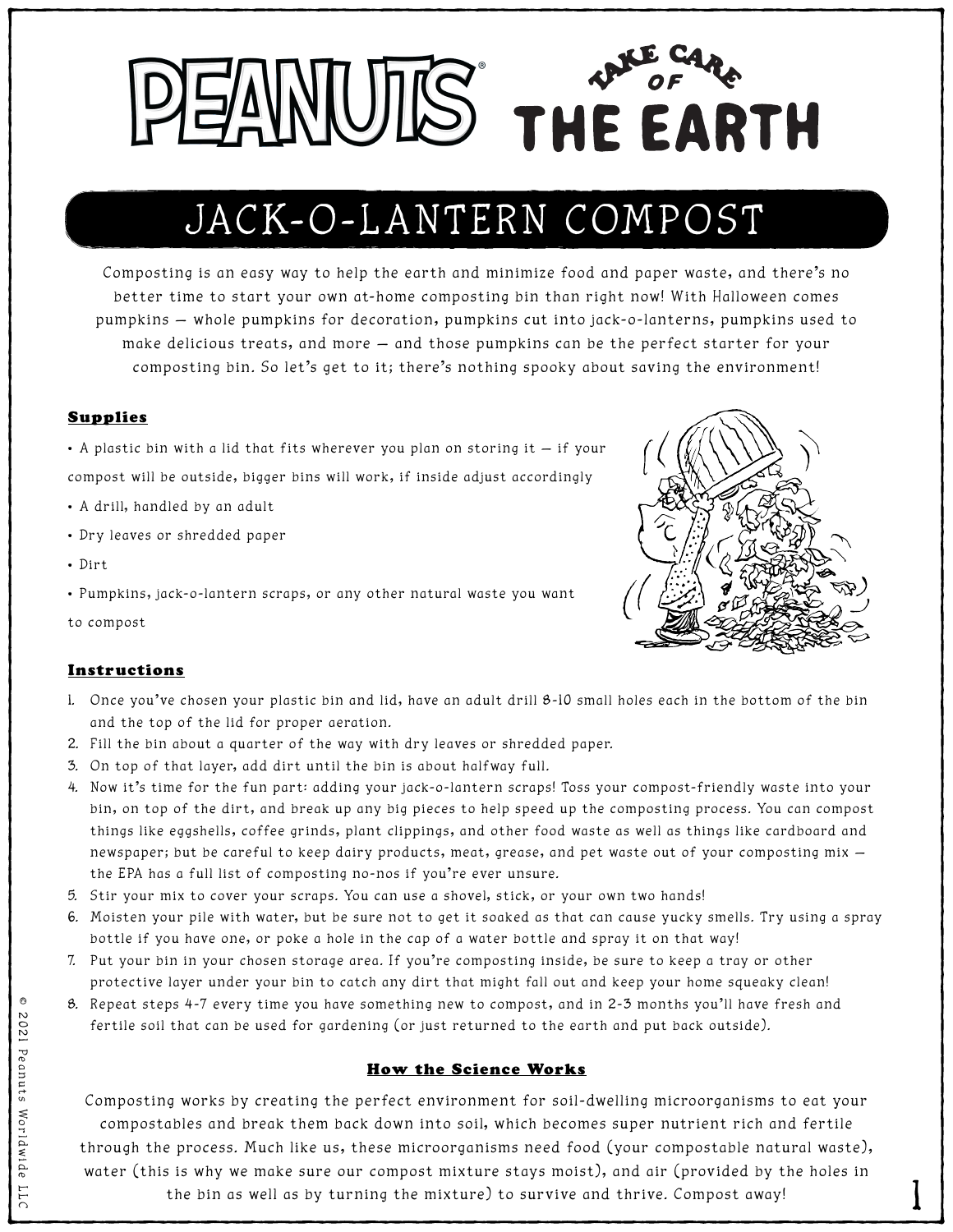# PEANUTS® TAKE CARE OF THE EARTH

## JACK-O-LANTERN COMPOST

Composting is an easy way to help the earth and minimize food and paper waste, and there's no better time to start your own at-home composting bin than right now! With Halloween comes pumpkins — whole pumpkins for decoration, pumpkins cut into jack-o-lanterns, pumpkins used to make delicious treats, and more — and those pumpkins can be the perfect starter for your composting bin. So let's get to it; there's nothing spooky about saving the environment!

### Supplies

- A plastic bin with a lid that fits wherever you plan on storing it — if your compost will be outside, bigger bins will work, if inside adjust accordingly
- A drill, handled by an adult
- Dry leaves or shredded paper
- Dirt
- Pumpkins, jack-o-lantern scraps, or any other natural waste you want to compost

### Instructions

1. Once you've chosen your plastic bin and lid, have an adult drill 8-10 small holes each in the bottom of the bin and the top of the lid for proper aeration.
2. Fill the bin about a quarter of the way with dry leaves or shredded paper.
3. On top of that layer, add dirt until the bin is about halfway full.
4. Now it's time for the fun part: adding your jack-o-lantern scraps! Toss your compost-friendly waste into your bin, on top of the dirt, and break up any big pieces to help speed up the composting process. You can compost things like eggshells, coffee grinds, plant clippings, and other food waste as well as things like cardboard and newspaper; but be careful to keep dairy products, meat, grease, and pet waste out of your composting mix — the EPA has a full list of composting no-nos if you're ever unsure.
5. Stir your mix to cover your scraps. You can use a shovel, stick, or your own two hands!
6. Moisten your pile with water, but be sure not to get it soaked as that can cause yucky smells. Try using a spray bottle if you have one, or poke a hole in the cap of a water bottle and spray it on that way!
7. Put your bin in your chosen storage area. If you're composting inside, be sure to keep a tray or other protective layer under your bin to catch any dirt that might fall out and keep your home squeaky clean!
8. Repeat steps 4-7 every time you have something new to compost, and in 2-3 months you'll have fresh and fertile soil that can be used for gardening (or just returned to the earth and put back outside).

### How the Science Works

Composting works by creating the perfect environment for soil-dwelling microorganisms to eat your compostables and break them back down into soil, which becomes super nutrient rich and fertile through the process. Much like us, these microorganisms need food (your compostable natural waste), water (this is why we make sure our compost mixture stays moist), and air (provided by the holes in the bin as well as by turning the mixture) to survive and thrive. Compost away!

© 2021 Peanuts Worldwide LLC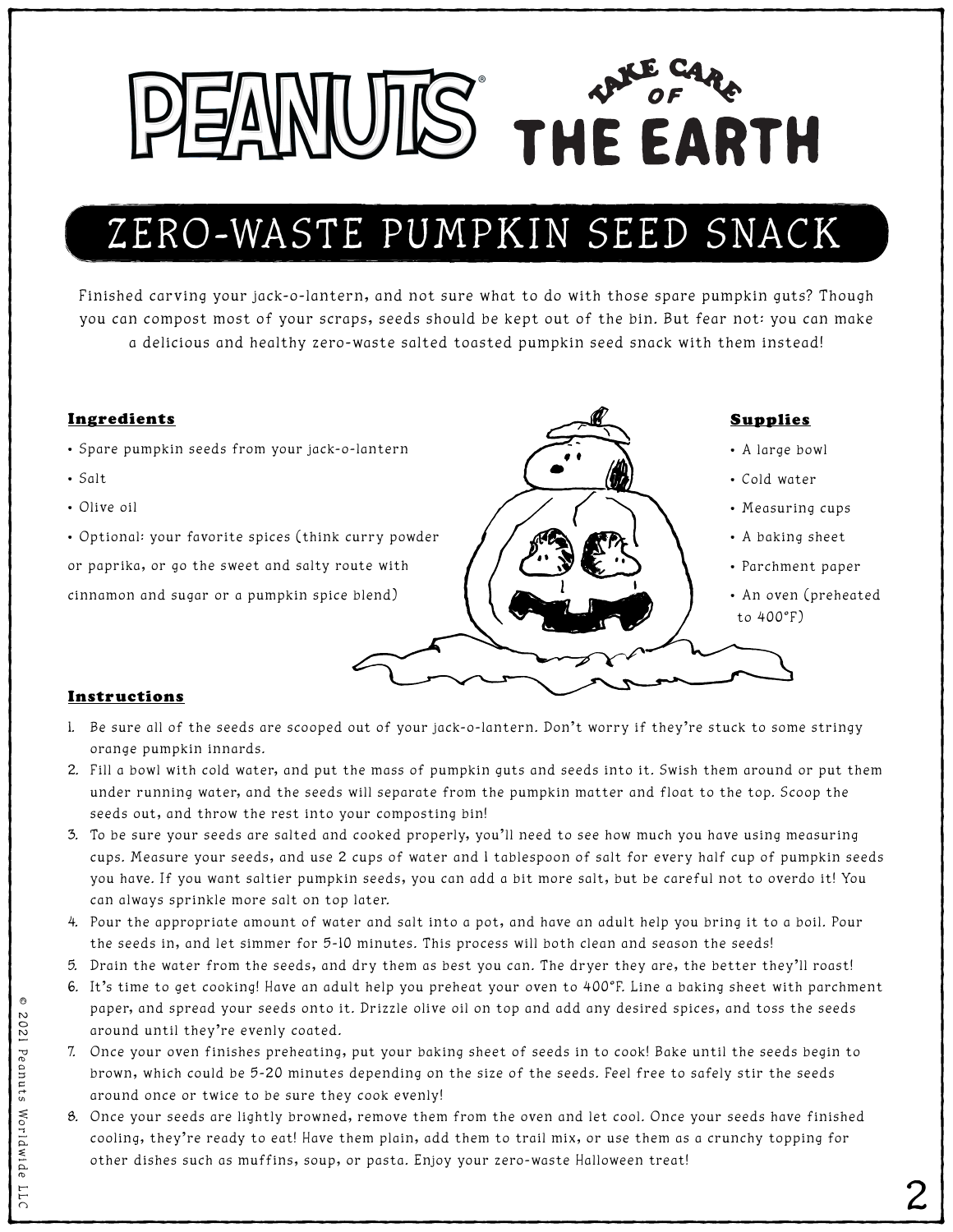PEANUTS® TAKE CARE OF THE EARTH

# ZERO-WASTE PUMPKIN SEED SNACK

Finished carving your jack-o-lantern, and not sure what to do with those spare pumpkin guts? Though you can compost most of your scraps, seeds should be kept out of the bin. But fear not: you can make a delicious and healthy zero-waste salted toasted pumpkin seed snack with them instead!

## Ingredients

- Spare pumpkin seeds from your jack-o-lantern
- Salt
- Olive oil
- Optional: your favorite spices (think curry powder or paprika, or go the sweet and salty route with cinnamon and sugar or a pumpkin spice blend)

## Supplies

- A large bowl
- Cold water
- Measuring cups
- A baking sheet
- Parchment paper
- An oven (preheated to 400°F)

## Instructions

1. Be sure all of the seeds are scooped out of your jack-o-lantern. Don't worry if they're stuck to some stringy orange pumpkin innards.
2. Fill a bowl with cold water, and put the mass of pumpkin guts and seeds into it. Swish them around or put them under running water, and the seeds will separate from the pumpkin matter and float to the top. Scoop the seeds out, and throw the rest into your composting bin!
3. To be sure your seeds are salted and cooked properly, you'll need to see how much you have using measuring cups. Measure your seeds, and use 2 cups of water and 1 tablespoon of salt for every half cup of pumpkin seeds you have. If you want saltier pumpkin seeds, you can add a bit more salt, but be careful not to overdo it! You can always sprinkle more salt on top later.
4. Pour the appropriate amount of water and salt into a pot, and have an adult help you bring it to a boil. Pour the seeds in, and let simmer for 5-10 minutes. This process will both clean and season the seeds!
5. Drain the water from the seeds, and dry them as best you can. The dryer they are, the better they'll roast!
6. It's time to get cooking! Have an adult help you preheat your oven to 400°F. Line a baking sheet with parchment paper, and spread your seeds onto it. Drizzle olive oil on top and add any desired spices, and toss the seeds around until they're evenly coated.
7. Once your oven finishes preheating, put your baking sheet of seeds in to cook! Bake until the seeds begin to brown, which could be 5-20 minutes depending on the size of the seeds. Feel free to safely stir the seeds around once or twice to be sure they cook evenly!
8. Once your seeds are lightly browned, remove them from the oven and let cool. Once your seeds have finished cooling, they're ready to eat! Have them plain, add them to trail mix, or use them as a crunchy topping for other dishes such as muffins, soup, or pasta. Enjoy your zero-waste Halloween treat!

© 2021 Peanuts Worldwide LLC